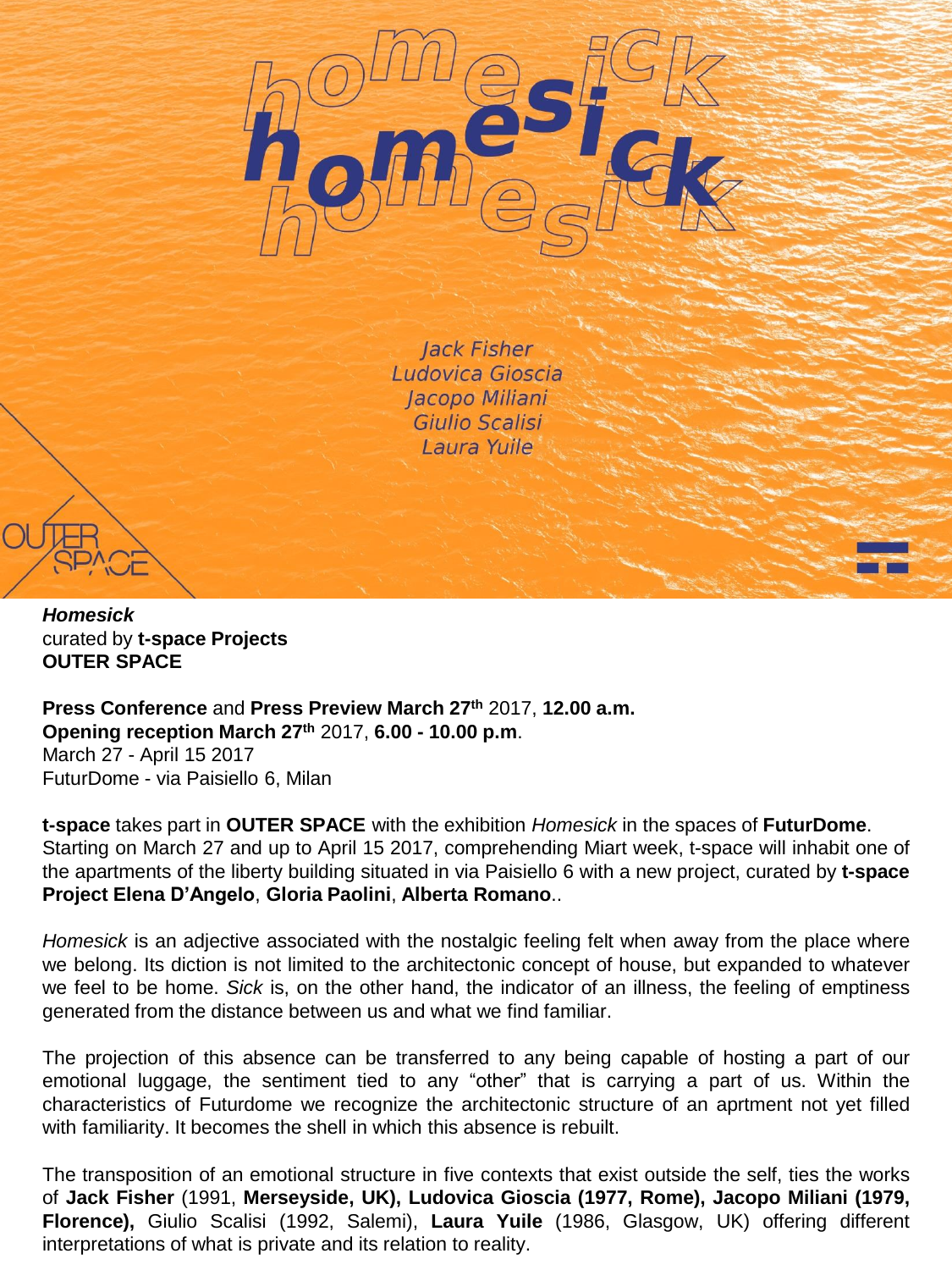# homesick

*Jack Fisher*
*Ludovica Gioscia*
*Jacopo Miliani*
*Giulio Scalisi*
*Laura Yuile*

OUTER SPACE

***Homesick***
curated by **t-space Projects**
**OUTER SPACE**

**Press Conference** and **Press Preview March 27th** 2017, **12.00 a.m.**
**Opening reception March 27th** 2017, **6.00 - 10.00 p.m**.
March 27 - April 15 2017
FuturDome - via Paisiello 6, Milan

**t-space** takes part in **OUTER SPACE** with the exhibition *Homesick* in the spaces of **FuturDome**. Starting on March 27 and up to April 15 2017, comprehending Miart week, t-space will inhabit one of the apartments of the liberty building situated in via Paisiello 6 with a new project, curated by **t-space Project Elena D'Angelo**, **Gloria Paolini**, **Alberta Romano**..

*Homesick* is an adjective associated with the nostalgic feeling felt when away from the place where we belong. Its diction is not limited to the architectonic concept of house, but expanded to whatever we feel to be home. *Sick* is, on the other hand, the indicator of an illness, the feeling of emptiness generated from the distance between us and what we find familiar.

The projection of this absence can be transferred to any being capable of hosting a part of our emotional luggage, the sentiment tied to any "other" that is carrying a part of us. Within the characteristics of Futurdome we recognize the architectonic structure of an aprtment not yet filled with familiarity. It becomes the shell in which this absence is rebuilt.

The transposition of an emotional structure in five contexts that exist outside the self, ties the works of **Jack Fisher** (1991, **Merseyside, UK), Ludovica Gioscia (1977, Rome), Jacopo Miliani (1979, Florence),** Giulio Scalisi (1992, Salemi), **Laura Yuile** (1986, Glasgow, UK) offering different interpretations of what is private and its relation to reality.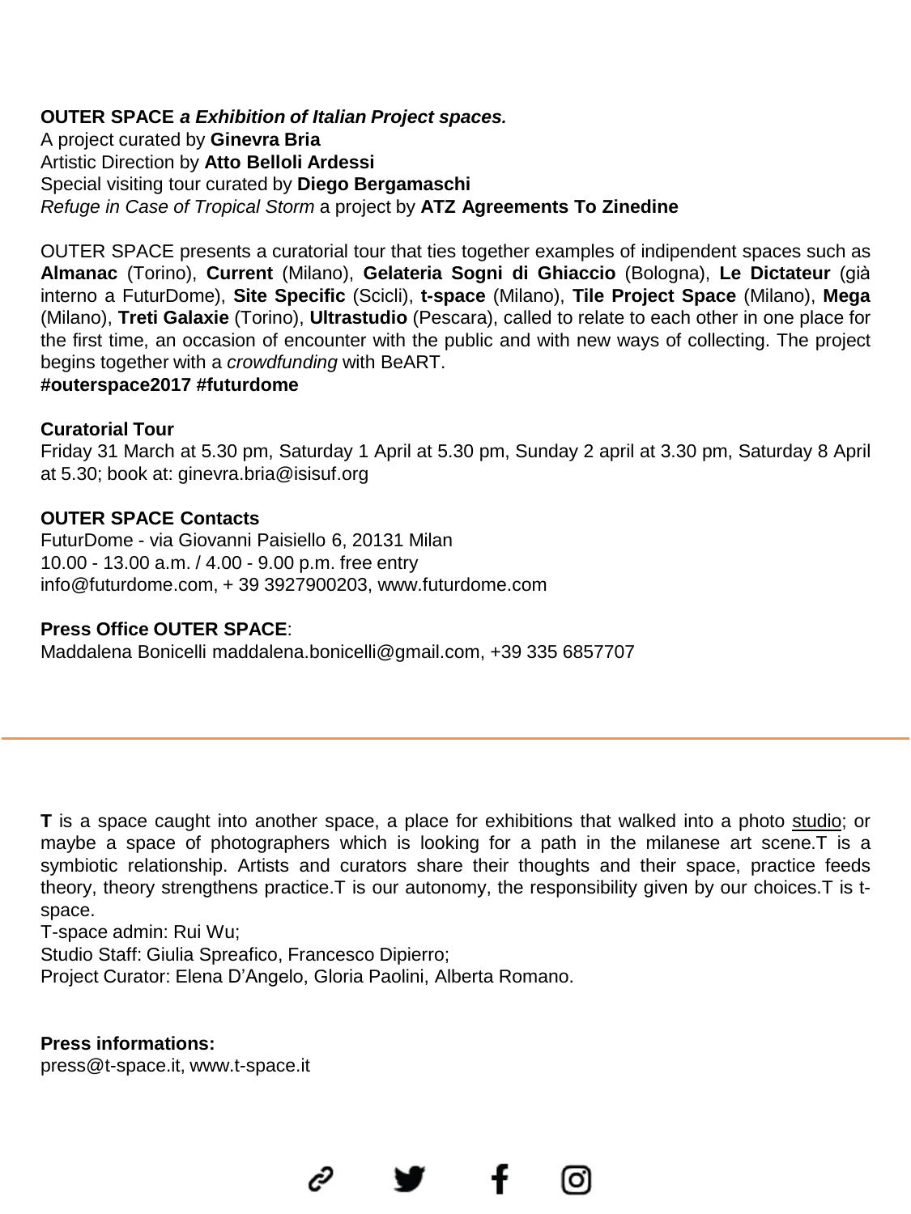**OUTER SPACE *a Exhibition of Italian Project spaces.***
A project curated by **Ginevra Bria**
Artistic Direction by **Atto Belloli Ardessi**
Special visiting tour curated by **Diego Bergamaschi**
*Refuge in Case of Tropical Storm* a project by **ATZ Agreements To Zinedine**

OUTER SPACE presents a curatorial tour that ties together examples of indipendent spaces such as **Almanac** (Torino), **Current** (Milano), **Gelateria Sogni di Ghiaccio** (Bologna), **Le Dictateur** (già interno a FuturDome), **Site Specific** (Scicli), **t-space** (Milano), **Tile Project Space** (Milano), **Mega** (Milano), **Treti Galaxie** (Torino), **Ultrastudio** (Pescara), called to relate to each other in one place for the first time, an occasion of encounter with the public and with new ways of collecting. The project begins together with a *crowdfunding* with BeART.
**#outerspace2017 #futurdome**

**Curatorial Tour**
Friday 31 March at 5.30 pm, Saturday 1 April at 5.30 pm, Sunday 2 april at 3.30 pm, Saturday 8 April at 5.30; book at: ginevra.bria@isisuf.org

**OUTER SPACE Contacts**
FuturDome - via Giovanni Paisiello 6, 20131 Milan
10.00 - 13.00 a.m. / 4.00 - 9.00 p.m. free entry
info@futurdome.com, + 39 3927900203, www.futurdome.com

**Press Office OUTER SPACE**:
Maddalena Bonicelli maddalena.bonicelli@gmail.com, +39 335 6857707

---

**T** is a space caught into another space, a place for exhibitions that walked into a photo studio; or maybe a space of photographers which is looking for a path in the milanese art scene.T is a symbiotic relationship. Artists and curators share their thoughts and their space, practice feeds theory, theory strengthens practice.T is our autonomy, the responsibility given by our choices.T is t-space.
T-space admin: Rui Wu;
Studio Staff: Giulia Spreafico, Francesco Dipierro;
Project Curator: Elena D'Angelo, Gloria Paolini, Alberta Romano.

**Press informations:**
press@t-space.it, www.t-space.it